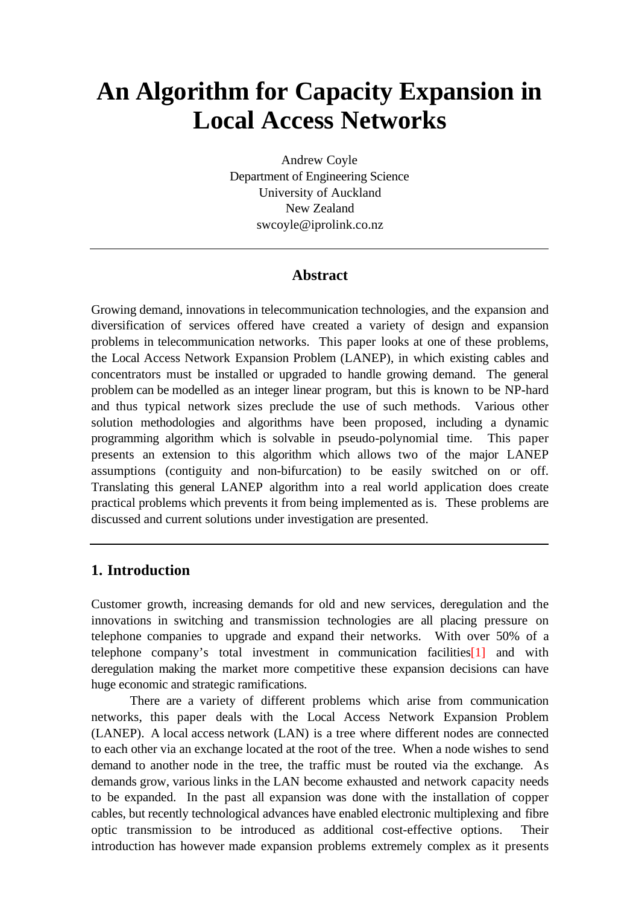# An Algorithm for Capacity Expansion in Local Access Networks

Andrew Coyle
Department of Engineering Science
University of Auckland
New Zealand
swcoyle@iprolink.co.nz

---

## Abstract

Growing demand, innovations in telecommunication technologies, and the expansion and diversification of services offered have created a variety of design and expansion problems in telecommunication networks. This paper looks at one of these problems, the Local Access Network Expansion Problem (LANEP), in which existing cables and concentrators must be installed or upgraded to handle growing demand. The general problem can be modelled as an integer linear program, but this is known to be NP-hard and thus typical network sizes preclude the use of such methods. Various other solution methodologies and algorithms have been proposed, including a dynamic programming algorithm which is solvable in pseudo-polynomial time. This paper presents an extension to this algorithm which allows two of the major LANEP assumptions (contiguity and non-bifurcation) to be easily switched on or off. Translating this general LANEP algorithm into a real world application does create practical problems which prevents it from being implemented as is. These problems are discussed and current solutions under investigation are presented.

---

## 1. Introduction

Customer growth, increasing demands for old and new services, deregulation and the innovations in switching and transmission technologies are all placing pressure on telephone companies to upgrade and expand their networks. With over 50% of a telephone company's total investment in communication facilities[1] and with deregulation making the market more competitive these expansion decisions can have huge economic and strategic ramifications.

There are a variety of different problems which arise from communication networks, this paper deals with the Local Access Network Expansion Problem (LANEP). A local access network (LAN) is a tree where different nodes are connected to each other via an exchange located at the root of the tree. When a node wishes to send demand to another node in the tree, the traffic must be routed via the exchange. As demands grow, various links in the LAN become exhausted and network capacity needs to be expanded. In the past all expansion was done with the installation of copper cables, but recently technological advances have enabled electronic multiplexing and fibre optic transmission to be introduced as additional cost-effective options. Their introduction has however made expansion problems extremely complex as it presents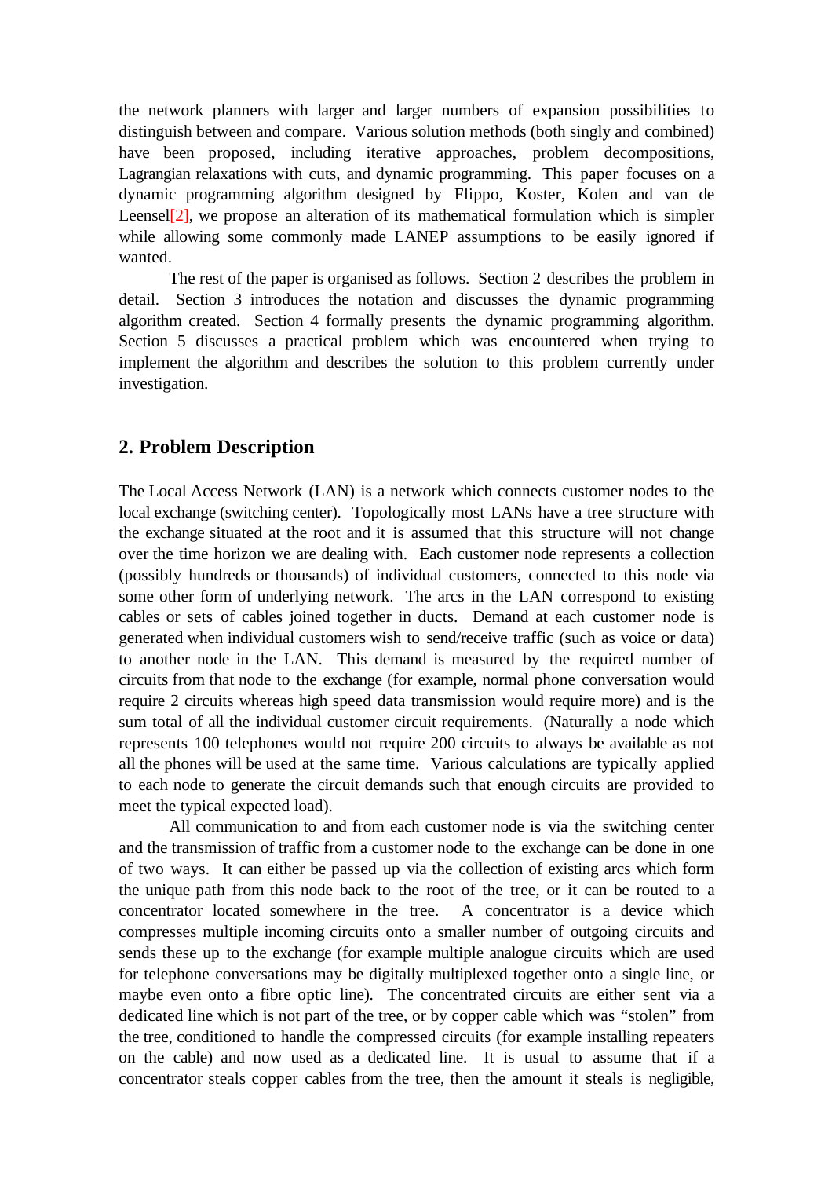the network planners with larger and larger numbers of expansion possibilities to distinguish between and compare. Various solution methods (both singly and combined) have been proposed, including iterative approaches, problem decompositions, Lagrangian relaxations with cuts, and dynamic programming. This paper focuses on a dynamic programming algorithm designed by Flippo, Koster, Kolen and van de Leensel[2], we propose an alteration of its mathematical formulation which is simpler while allowing some commonly made LANEP assumptions to be easily ignored if wanted.

The rest of the paper is organised as follows. Section 2 describes the problem in detail. Section 3 introduces the notation and discusses the dynamic programming algorithm created. Section 4 formally presents the dynamic programming algorithm. Section 5 discusses a practical problem which was encountered when trying to implement the algorithm and describes the solution to this problem currently under investigation.

## 2. Problem Description

The Local Access Network (LAN) is a network which connects customer nodes to the local exchange (switching center). Topologically most LANs have a tree structure with the exchange situated at the root and it is assumed that this structure will not change over the time horizon we are dealing with. Each customer node represents a collection (possibly hundreds or thousands) of individual customers, connected to this node via some other form of underlying network. The arcs in the LAN correspond to existing cables or sets of cables joined together in ducts. Demand at each customer node is generated when individual customers wish to send/receive traffic (such as voice or data) to another node in the LAN. This demand is measured by the required number of circuits from that node to the exchange (for example, normal phone conversation would require 2 circuits whereas high speed data transmission would require more) and is the sum total of all the individual customer circuit requirements. (Naturally a node which represents 100 telephones would not require 200 circuits to always be available as not all the phones will be used at the same time. Various calculations are typically applied to each node to generate the circuit demands such that enough circuits are provided to meet the typical expected load).

All communication to and from each customer node is via the switching center and the transmission of traffic from a customer node to the exchange can be done in one of two ways. It can either be passed up via the collection of existing arcs which form the unique path from this node back to the root of the tree, or it can be routed to a concentrator located somewhere in the tree. A concentrator is a device which compresses multiple incoming circuits onto a smaller number of outgoing circuits and sends these up to the exchange (for example multiple analogue circuits which are used for telephone conversations may be digitally multiplexed together onto a single line, or maybe even onto a fibre optic line). The concentrated circuits are either sent via a dedicated line which is not part of the tree, or by copper cable which was "stolen" from the tree, conditioned to handle the compressed circuits (for example installing repeaters on the cable) and now used as a dedicated line. It is usual to assume that if a concentrator steals copper cables from the tree, then the amount it steals is negligible,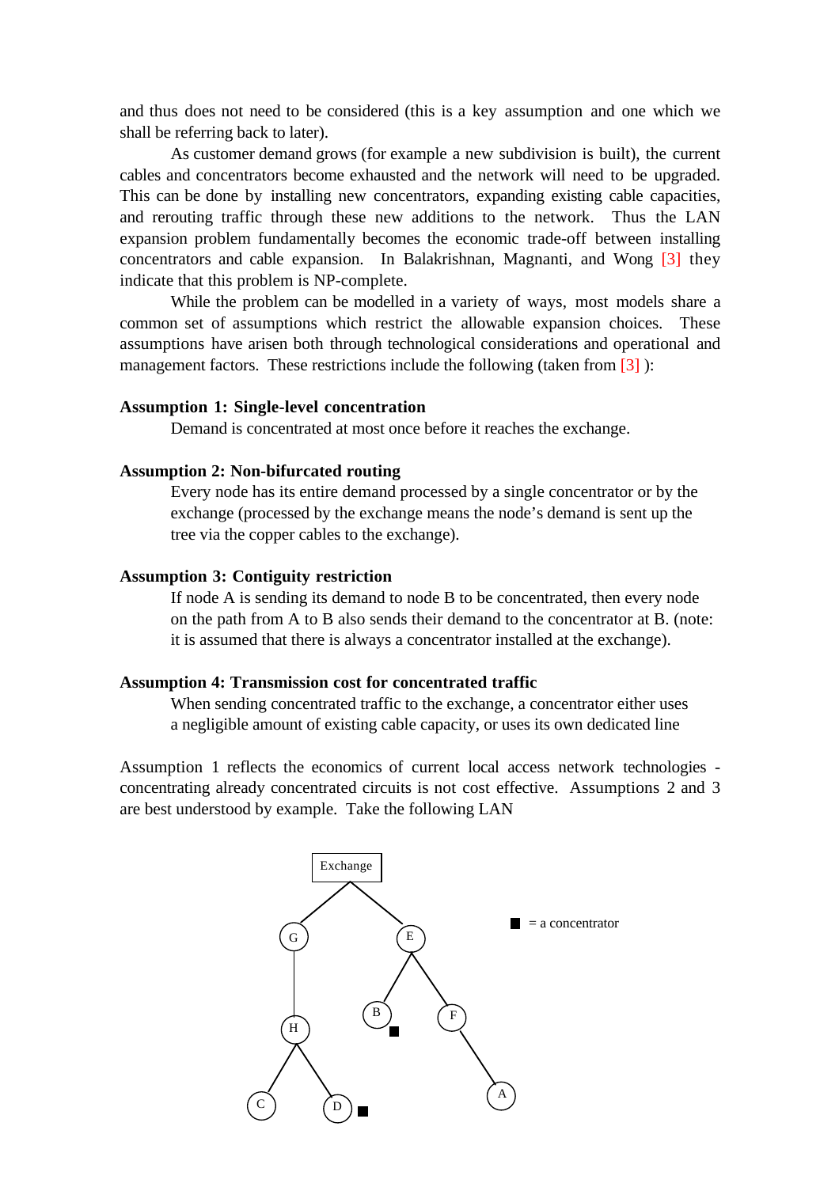and thus does not need to be considered (this is a key assumption and one which we shall be referring back to later).

As customer demand grows (for example a new subdivision is built), the current cables and concentrators become exhausted and the network will need to be upgraded. This can be done by installing new concentrators, expanding existing cable capacities, and rerouting traffic through these new additions to the network. Thus the LAN expansion problem fundamentally becomes the economic trade-off between installing concentrators and cable expansion. In Balakrishnan, Magnanti, and Wong [3] they indicate that this problem is NP-complete.

While the problem can be modelled in a variety of ways, most models share a common set of assumptions which restrict the allowable expansion choices. These assumptions have arisen both through technological considerations and operational and management factors. These restrictions include the following (taken from [3] ):

**Assumption 1: Single-level concentration**

Demand is concentrated at most once before it reaches the exchange.

**Assumption 2: Non-bifurcated routing**

Every node has its entire demand processed by a single concentrator or by the exchange (processed by the exchange means the node's demand is sent up the tree via the copper cables to the exchange).

**Assumption 3: Contiguity restriction**

If node A is sending its demand to node B to be concentrated, then every node on the path from A to B also sends their demand to the concentrator at B. (note: it is assumed that there is always a concentrator installed at the exchange).

**Assumption 4: Transmission cost for concentrated traffic**

When sending concentrated traffic to the exchange, a concentrator either uses a negligible amount of existing cable capacity, or uses its own dedicated line

Assumption 1 reflects the economics of current local access network technologies - concentrating already concentrated circuits is not cost effective. Assumptions 2 and 3 are best understood by example. Take the following LAN

Exchange

G E

H B F

C D A

■ = a concentrator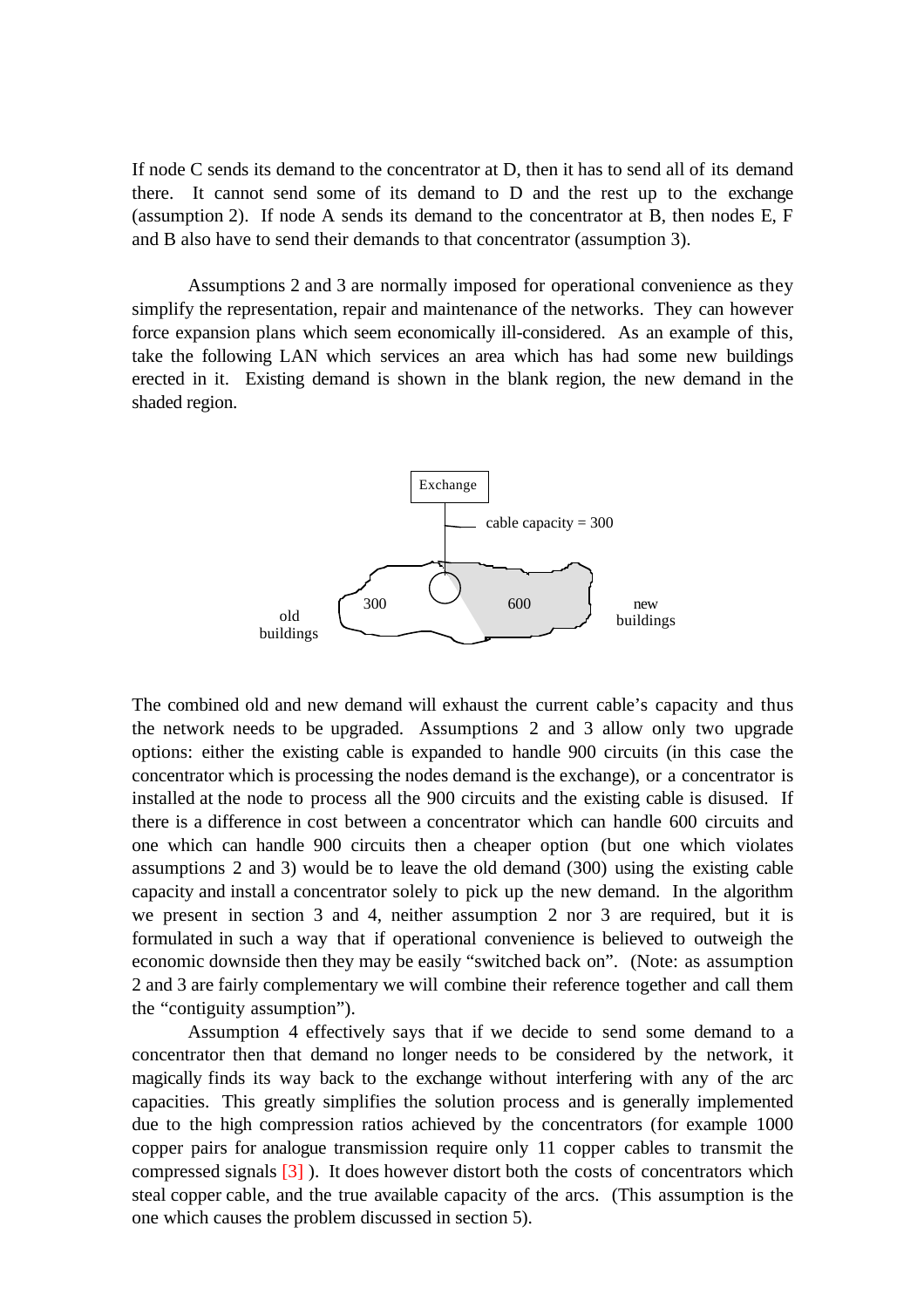If node C sends its demand to the concentrator at D, then it has to send all of its demand there. It cannot send some of its demand to D and the rest up to the exchange (assumption 2). If node A sends its demand to the concentrator at B, then nodes E, F and B also have to send their demands to that concentrator (assumption 3).

Assumptions 2 and 3 are normally imposed for operational convenience as they simplify the representation, repair and maintenance of the networks. They can however force expansion plans which seem economically ill-considered. As an example of this, take the following LAN which services an area which has had some new buildings erected in it. Existing demand is shown in the blank region, the new demand in the shaded region.

Exchange

cable capacity = 300

old buildings — 300 — 600 — new buildings

The combined old and new demand will exhaust the current cable's capacity and thus the network needs to be upgraded. Assumptions 2 and 3 allow only two upgrade options: either the existing cable is expanded to handle 900 circuits (in this case the concentrator which is processing the nodes demand is the exchange), or a concentrator is installed at the node to process all the 900 circuits and the existing cable is disused. If there is a difference in cost between a concentrator which can handle 600 circuits and one which can handle 900 circuits then a cheaper option (but one which violates assumptions 2 and 3) would be to leave the old demand (300) using the existing cable capacity and install a concentrator solely to pick up the new demand. In the algorithm we present in section 3 and 4, neither assumption 2 nor 3 are required, but it is formulated in such a way that if operational convenience is believed to outweigh the economic downside then they may be easily "switched back on". (Note: as assumption 2 and 3 are fairly complementary we will combine their reference together and call them the "contiguity assumption").

Assumption 4 effectively says that if we decide to send some demand to a concentrator then that demand no longer needs to be considered by the network, it magically finds its way back to the exchange without interfering with any of the arc capacities. This greatly simplifies the solution process and is generally implemented due to the high compression ratios achieved by the concentrators (for example 1000 copper pairs for analogue transmission require only 11 copper cables to transmit the compressed signals [3] ). It does however distort both the costs of concentrators which steal copper cable, and the true available capacity of the arcs. (This assumption is the one which causes the problem discussed in section 5).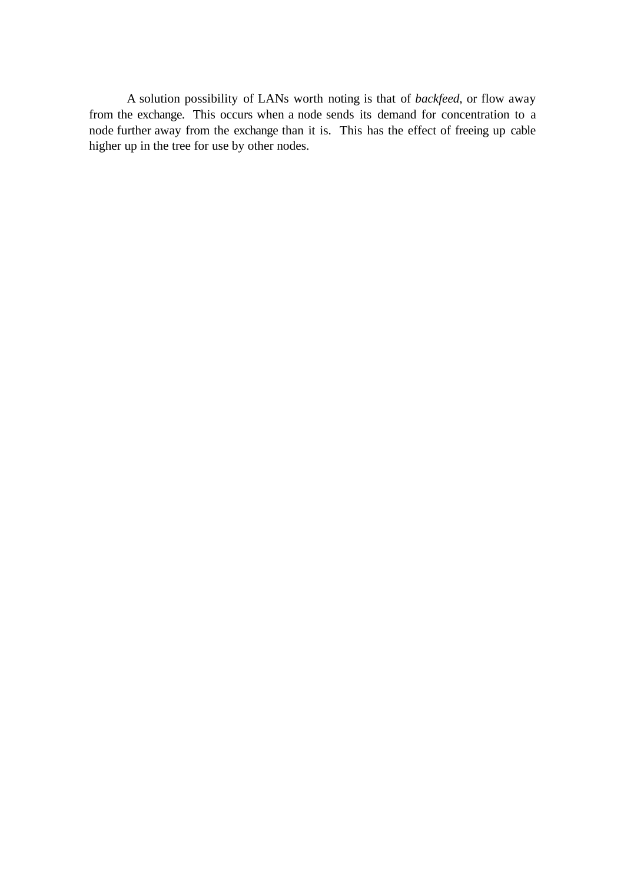A solution possibility of LANs worth noting is that of *backfeed*, or flow away from the exchange. This occurs when a node sends its demand for concentration to a node further away from the exchange than it is. This has the effect of freeing up cable higher up in the tree for use by other nodes.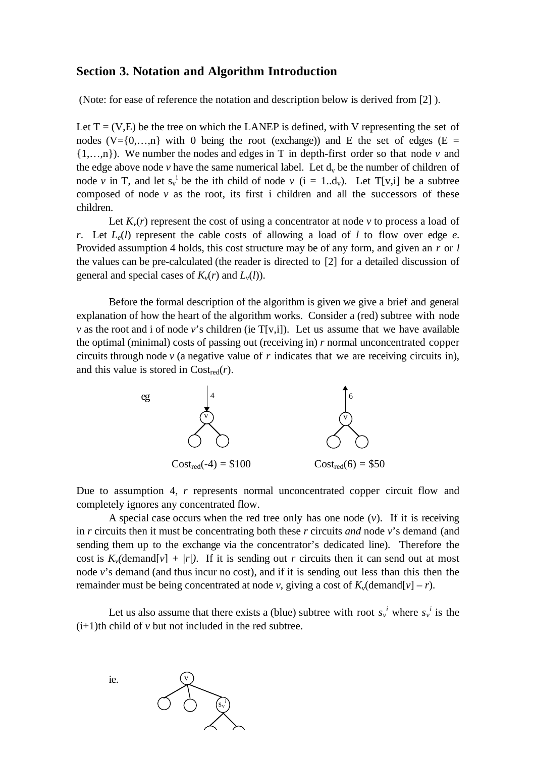## Section 3. Notation and Algorithm Introduction

(Note: for ease of reference the notation and description below is derived from [2] ).

Let T = (V,E) be the tree on which the LANEP is defined, with V representing the set of nodes (V={0,…,n} with 0 being the root (exchange)) and E the set of edges (E = {1,…,n}). We number the nodes and edges in T in depth-first order so that node *v* and the edge above node *v* have the same numerical label. Let $d_v$ be the number of children of node *v* in T, and let $s_v^i$ be the ith child of node *v* (i = 1..$d_v$). Let T[v,i] be a subtree composed of node *v* as the root, its first i children and all the successors of these children.

Let $K_v(r)$ represent the cost of using a concentrator at node *v* to process a load of *r*. Let $L_e(l)$ represent the cable costs of allowing a load of *l* to flow over edge *e*. Provided assumption 4 holds, this cost structure may be of any form, and given an *r* or *l* the values can be pre-calculated (the reader is directed to [2] for a detailed discussion of general and special cases of $K_v(r)$ and $L_v(l)$).

Before the formal description of the algorithm is given we give a brief and general explanation of how the heart of the algorithm works. Consider a (red) subtree with node *v* as the root and i of node *v*'s children (ie T[v,i]). Let us assume that we have available the optimal (minimal) costs of passing out (receiving in) *r* normal unconcentrated copper circuits through node *v* (a negative value of *r* indicates that we are receiving circuits in), and this value is stored in $\text{Cost}_{\text{red}}(r)$.

eg

$\text{Cost}_{\text{red}}(-4) = \$100$ $\text{Cost}_{\text{red}}(6) = \$50$

Due to assumption 4, *r* represents normal unconcentrated copper circuit flow and completely ignores any concentrated flow.

A special case occurs when the red tree only has one node (*v*). If it is receiving in *r* circuits then it must be concentrating both these *r* circuits *and* node *v*'s demand (and sending them up to the exchange via the concentrator's dedicated line). Therefore the cost is $K_v(\text{demand}[v] + |r|)$. If it is sending out *r* circuits then it can send out at most node *v*'s demand (and thus incur no cost), and if it is sending out less than this then the remainder must be being concentrated at node *v*, giving a cost of $K_v(\text{demand}[v] - r)$.

Let us also assume that there exists a (blue) subtree with root $s_v^i$ where $s_v^i$ is the (i+1)th child of *v* but not included in the red subtree.

ie.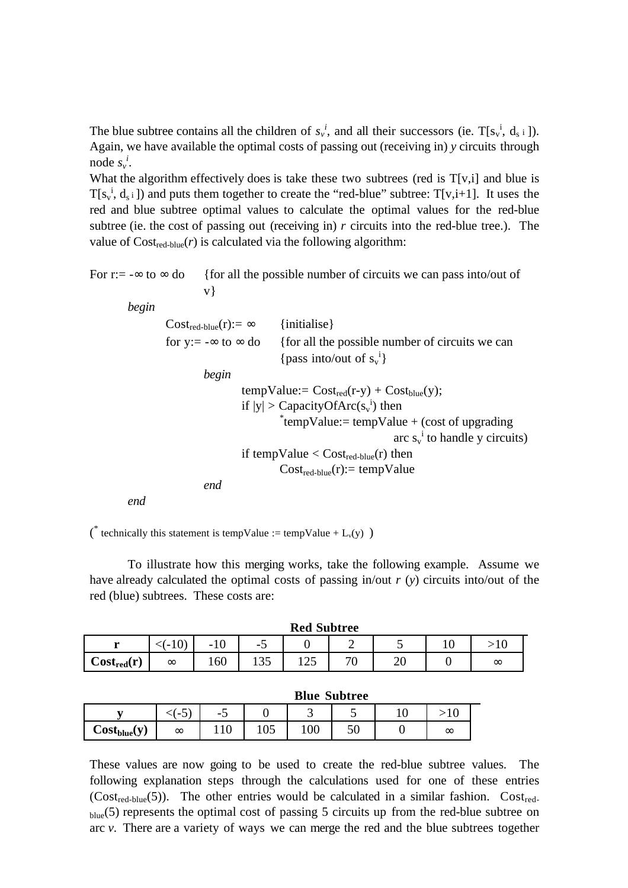The blue subtree contains all the children of $s_v^i$, and all their successors (ie. $T[s_v^i, d_{s\ i}]$). Again, we have available the optimal costs of passing out (receiving in) *y* circuits through node $s_v^i$.

What the algorithm effectively does is take these two subtrees (red is T[v,i] and blue is $T[s_v^i, d_{s\ i}]$) and puts them together to create the "red-blue" subtree: T[v,i+1]. It uses the red and blue subtree optimal values to calculate the optimal values for the red-blue subtree (ie. the cost of passing out (receiving in) *r* circuits into the red-blue tree.). The value of $Cost_{red\text{-}blue}(r)$ is calculated via the following algorithm:

```
For r:= -∞ to ∞ do      {for all the possible number of circuits we can pass into/out of
                         v}
    begin
        Cost_red-blue(r):= ∞        {initialise}
        for y:= -∞ to ∞ do          {for all the possible number of circuits we can
                                     {pass into/out of s_v^i}
            begin
                tempValue:= Cost_red(r-y) + Cost_blue(y);
                if |y| > CapacityOfArc(s_v^i) then
                    *tempValue:= tempValue + (cost of upgrading
                                              arc s_v^i to handle y circuits)
                if tempValue < Cost_red-blue(r) then
                    Cost_red-blue(r):= tempValue
            end
    end
```

(* technically this statement is tempValue := tempValue + $L_v(y)$ )

To illustrate how this merging works, take the following example. Assume we have already calculated the optimal costs of passing in/out *r* (*y*) circuits into/out of the red (blue) subtrees. These costs are:

**Red Subtree**

| **r** | <(-10) | -10 | -5 | 0 | 2 | 5 | 10 | >10 |
|---|---|---|---|---|---|---|---|---|
| $\mathbf{Cost_{red}(r)}$ | ∞ | 160 | 135 | 125 | 70 | 20 | 0 | ∞ |

**Blue Subtree**

| **y** | <(-5) | -5 | 0 | 3 | 5 | 10 | >10 |
|---|---|---|---|---|---|---|---|
| $\mathbf{Cost_{blue}(y)}$ | ∞ | 110 | 105 | 100 | 50 | 0 | ∞ |

These values are now going to be used to create the red-blue subtree values. The following explanation steps through the calculations used for one of these entries ($Cost_{red\text{-}blue}(5)$). The other entries would be calculated in a similar fashion. $Cost_{red\text{-}blue}(5)$ represents the optimal cost of passing 5 circuits up from the red-blue subtree on arc *v*. There are a variety of ways we can merge the red and the blue subtrees together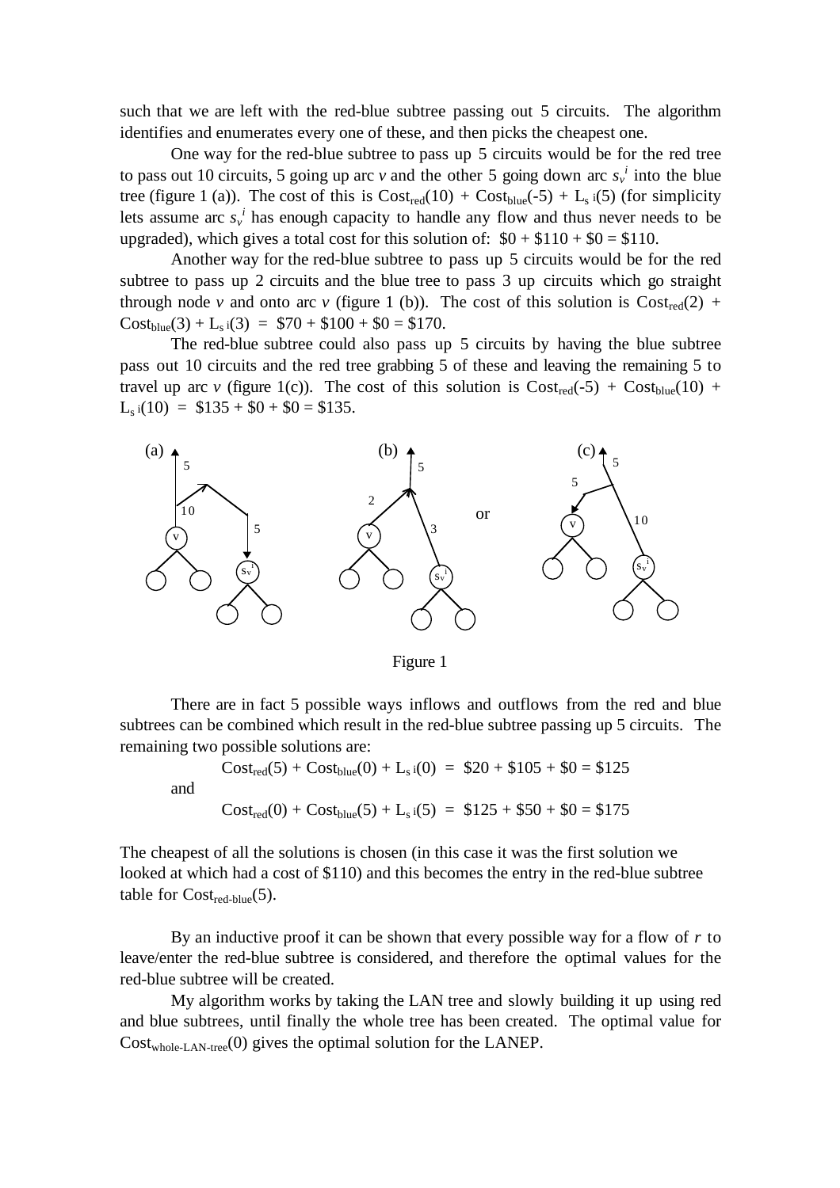such that we are left with the red-blue subtree passing out 5 circuits. The algorithm identifies and enumerates every one of these, and then picks the cheapest one.

One way for the red-blue subtree to pass up 5 circuits would be for the red tree to pass out 10 circuits, 5 going up arc $v$ and the other 5 going down arc $s_v^i$ into the blue tree (figure 1 (a)). The cost of this is $\text{Cost}_{\text{red}}(10) + \text{Cost}_{\text{blue}}(-5) + L_{s\,i}(5)$ (for simplicity lets assume arc $s_v^i$ has enough capacity to handle any flow and thus never needs to be upgraded), which gives a total cost for this solution of: \$0 + \$110 + \$0 = \$110.

Another way for the red-blue subtree to pass up 5 circuits would be for the red subtree to pass up 2 circuits and the blue tree to pass 3 up circuits which go straight through node $v$ and onto arc $v$ (figure 1 (b)). The cost of this solution is $\text{Cost}_{\text{red}}(2) + \text{Cost}_{\text{blue}}(3) + L_{s\,i}(3)$ = \$70 + \$100 + \$0 = \$170.

The red-blue subtree could also pass up 5 circuits by having the blue subtree pass out 10 circuits and the red tree grabbing 5 of these and leaving the remaining 5 to travel up arc $v$ (figure 1(c)). The cost of this solution is $\text{Cost}_{\text{red}}(-5) + \text{Cost}_{\text{blue}}(10) + L_{s\,i}(10)$ = \$135 + \$0 + \$0 = \$135.

Figure 1

There are in fact 5 possible ways inflows and outflows from the red and blue subtrees can be combined which result in the red-blue subtree passing up 5 circuits. The remaining two possible solutions are:

$$\text{Cost}_{\text{red}}(5) + \text{Cost}_{\text{blue}}(0) + L_{s\,i}(0) = \$20 + \$105 + \$0 = \$125$$

and

$$\text{Cost}_{\text{red}}(0) + \text{Cost}_{\text{blue}}(5) + L_{s\,i}(5) = \$125 + \$50 + \$0 = \$175$$

The cheapest of all the solutions is chosen (in this case it was the first solution we looked at which had a cost of \$110) and this becomes the entry in the red-blue subtree table for $\text{Cost}_{\text{red-blue}}(5)$.

By an inductive proof it can be shown that every possible way for a flow of $r$ to leave/enter the red-blue subtree is considered, and therefore the optimal values for the red-blue subtree will be created.

My algorithm works by taking the LAN tree and slowly building it up using red and blue subtrees, until finally the whole tree has been created. The optimal value for $\text{Cost}_{\text{whole-LAN-tree}}(0)$ gives the optimal solution for the LANEP.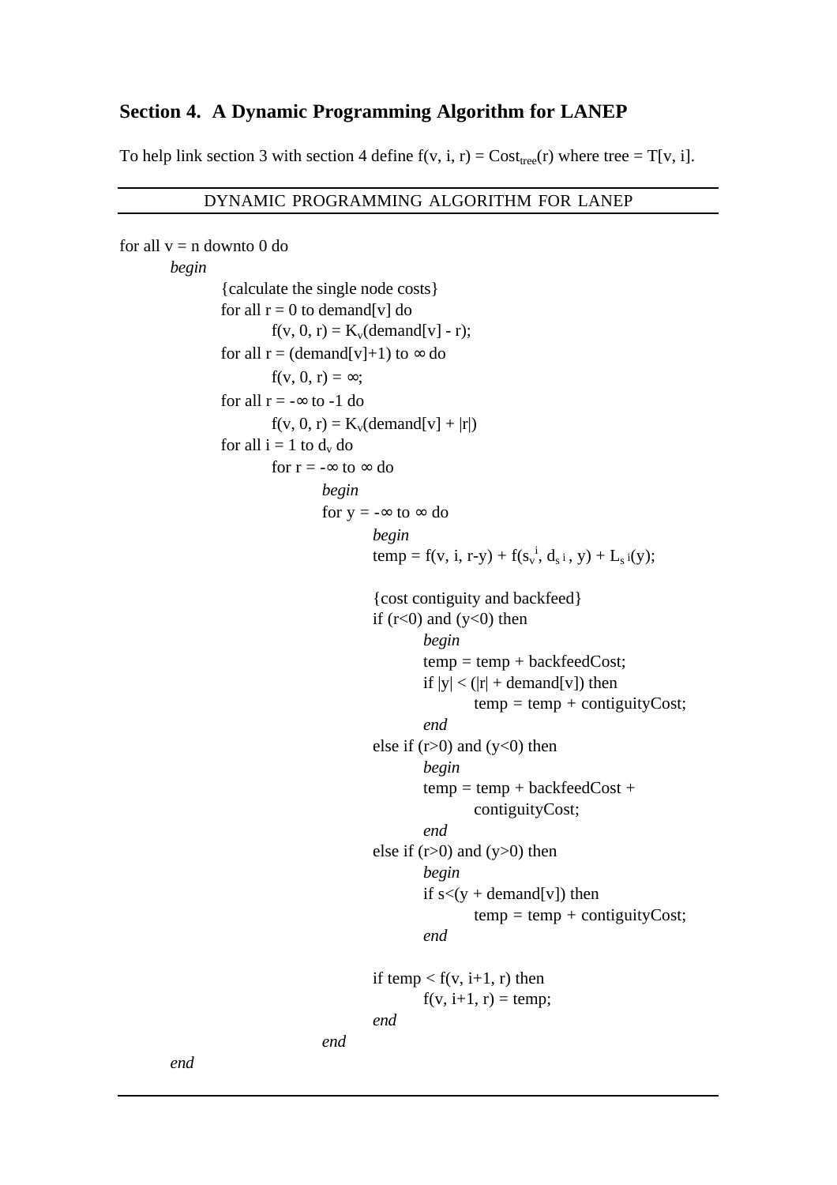## Section 4. A Dynamic Programming Algorithm for LANEP

To help link section 3 with section 4 define $f(v, i, r) = Cost_{tree}(r)$ where tree = T[v, i].

DYNAMIC PROGRAMMING ALGORITHM FOR LANEP

```
for all v = n downto 0 do
    begin
        {calculate the single node costs}
        for all r = 0 to demand[v] do
            f(v, 0, r) = K_v(demand[v] - r);
        for all r = (demand[v]+1) to ∞ do
            f(v, 0, r) = ∞;
        for all r = -∞ to -1 do
            f(v, 0, r) = K_v(demand[v] + |r|)
        for all i = 1 to d_v do
            for r = -∞ to ∞ do
                begin
                for y = -∞ to ∞ do
                    begin
                    temp = f(v, i, r-y) + f(s_v^i, d_s i , y) + L_s i(y);

                    {cost contiguity and backfeed}
                    if (r<0) and (y<0) then
                        begin
                        temp = temp + backfeedCost;
                        if |y| < (|r| + demand[v]) then
                            temp = temp + contiguityCost;
                        end
                    else if (r>0) and (y<0) then
                        begin
                        temp = temp + backfeedCost +
                            contiguityCost;
                        end
                    else if (r>0) and (y>0) then
                        begin
                        if s<(y + demand[v]) then
                            temp = temp + contiguityCost;
                        end

                    if temp < f(v, i+1, r) then
                        f(v, i+1, r) = temp;
                    end
                end
    end
```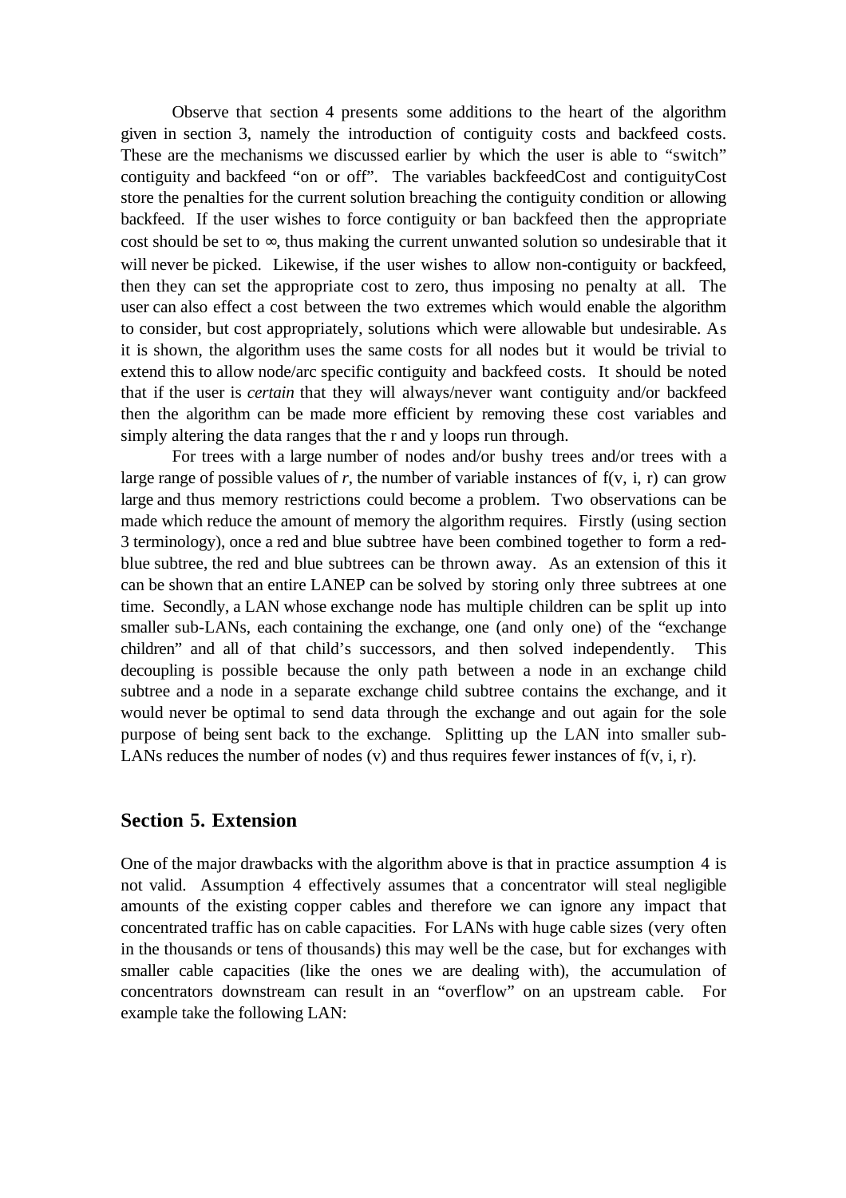Observe that section 4 presents some additions to the heart of the algorithm given in section 3, namely the introduction of contiguity costs and backfeed costs. These are the mechanisms we discussed earlier by which the user is able to "switch" contiguity and backfeed "on or off". The variables backfeedCost and contiguityCost store the penalties for the current solution breaching the contiguity condition or allowing backfeed. If the user wishes to force contiguity or ban backfeed then the appropriate cost should be set to $\infty$, thus making the current unwanted solution so undesirable that it will never be picked. Likewise, if the user wishes to allow non-contiguity or backfeed, then they can set the appropriate cost to zero, thus imposing no penalty at all. The user can also effect a cost between the two extremes which would enable the algorithm to consider, but cost appropriately, solutions which were allowable but undesirable. As it is shown, the algorithm uses the same costs for all nodes but it would be trivial to extend this to allow node/arc specific contiguity and backfeed costs. It should be noted that if the user is *certain* that they will always/never want contiguity and/or backfeed then the algorithm can be made more efficient by removing these cost variables and simply altering the data ranges that the r and y loops run through.

For trees with a large number of nodes and/or bushy trees and/or trees with a large range of possible values of $r$, the number of variable instances of $f(v, i, r)$ can grow large and thus memory restrictions could become a problem. Two observations can be made which reduce the amount of memory the algorithm requires. Firstly (using section 3 terminology), once a red and blue subtree have been combined together to form a red-blue subtree, the red and blue subtrees can be thrown away. As an extension of this it can be shown that an entire LANEP can be solved by storing only three subtrees at one time. Secondly, a LAN whose exchange node has multiple children can be split up into smaller sub-LANs, each containing the exchange, one (and only one) of the "exchange children" and all of that child's successors, and then solved independently. This decoupling is possible because the only path between a node in an exchange child subtree and a node in a separate exchange child subtree contains the exchange, and it would never be optimal to send data through the exchange and out again for the sole purpose of being sent back to the exchange. Splitting up the LAN into smaller sub-LANs reduces the number of nodes (v) and thus requires fewer instances of $f(v, i, r)$.

## Section 5. Extension

One of the major drawbacks with the algorithm above is that in practice assumption 4 is not valid. Assumption 4 effectively assumes that a concentrator will steal negligible amounts of the existing copper cables and therefore we can ignore any impact that concentrated traffic has on cable capacities. For LANs with huge cable sizes (very often in the thousands or tens of thousands) this may well be the case, but for exchanges with smaller cable capacities (like the ones we are dealing with), the accumulation of concentrators downstream can result in an "overflow" on an upstream cable. For example take the following LAN: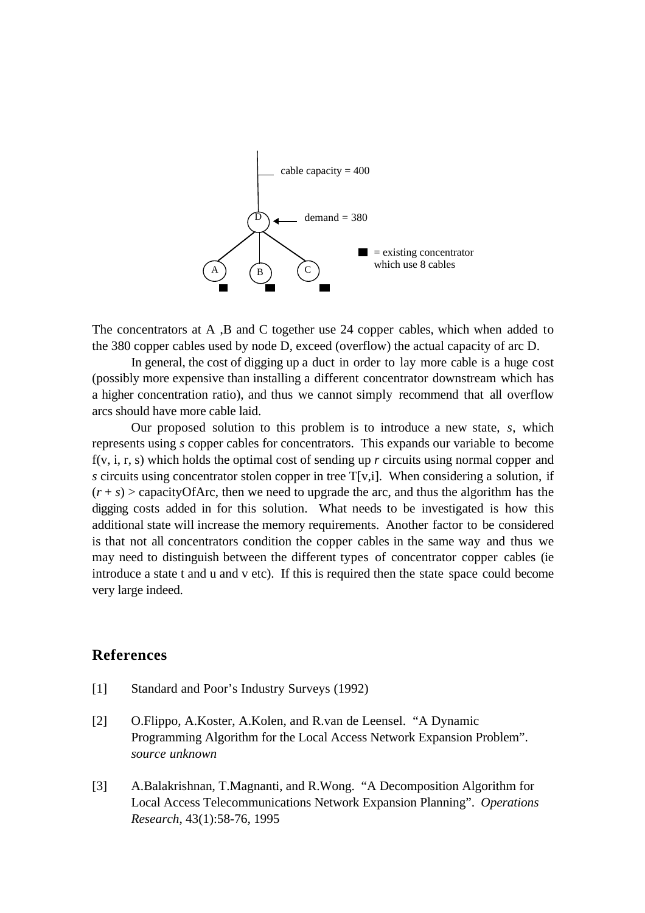cable capacity = 400

demand = 380

= existing concentrator which use 8 cables

The concentrators at A ,B and C together use 24 copper cables, which when added to the 380 copper cables used by node D, exceed (overflow) the actual capacity of arc D.

In general, the cost of digging up a duct in order to lay more cable is a huge cost (possibly more expensive than installing a different concentrator downstream which has a higher concentration ratio), and thus we cannot simply recommend that all overflow arcs should have more cable laid.

Our proposed solution to this problem is to introduce a new state, *s*, which represents using *s* copper cables for concentrators. This expands our variable to become f(v, i, r, s) which holds the optimal cost of sending up *r* circuits using normal copper and *s* circuits using concentrator stolen copper in tree T[v,i]. When considering a solution, if $(r + s) >$ capacityOfArc, then we need to upgrade the arc, and thus the algorithm has the digging costs added in for this solution. What needs to be investigated is how this additional state will increase the memory requirements. Another factor to be considered is that not all concentrators condition the copper cables in the same way and thus we may need to distinguish between the different types of concentrator copper cables (ie introduce a state t and u and v etc). If this is required then the state space could become very large indeed.

## References

[1] Standard and Poor's Industry Surveys (1992)

[2] O.Flippo, A.Koster, A.Kolen, and R.van de Leensel. "A Dynamic Programming Algorithm for the Local Access Network Expansion Problem". *source unknown*

[3] A.Balakrishnan, T.Magnanti, and R.Wong. "A Decomposition Algorithm for Local Access Telecommunications Network Expansion Planning". *Operations Research*, 43(1):58-76, 1995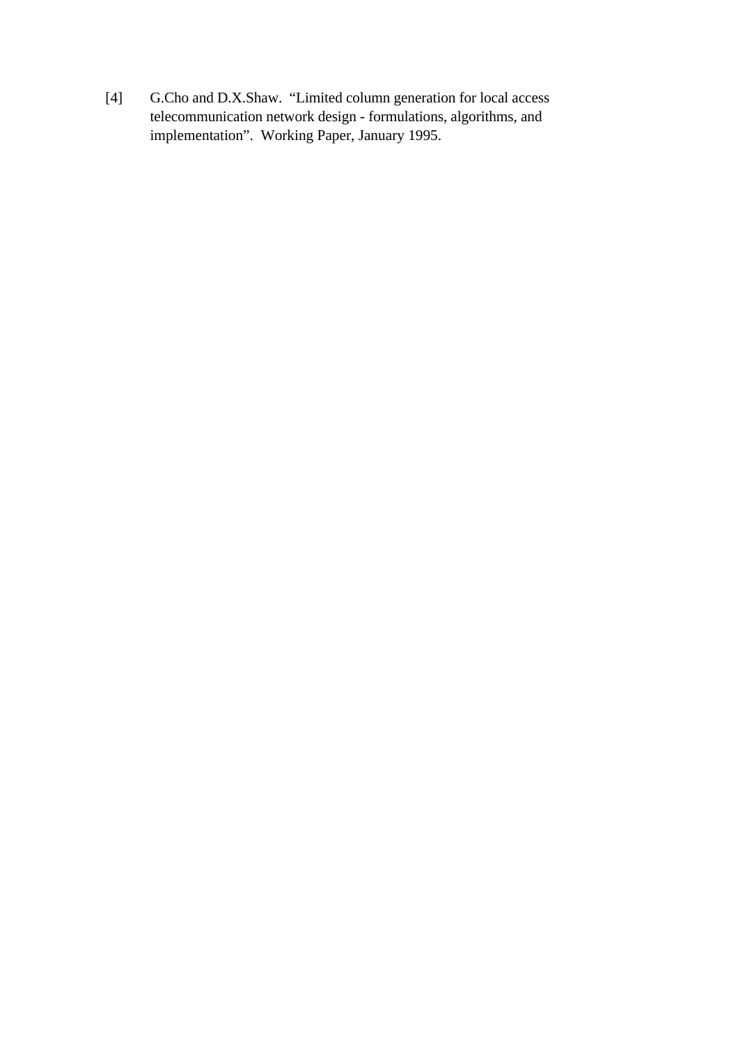[4] G.Cho and D.X.Shaw. "Limited column generation for local access telecommunication network design - formulations, algorithms, and implementation". Working Paper, January 1995.